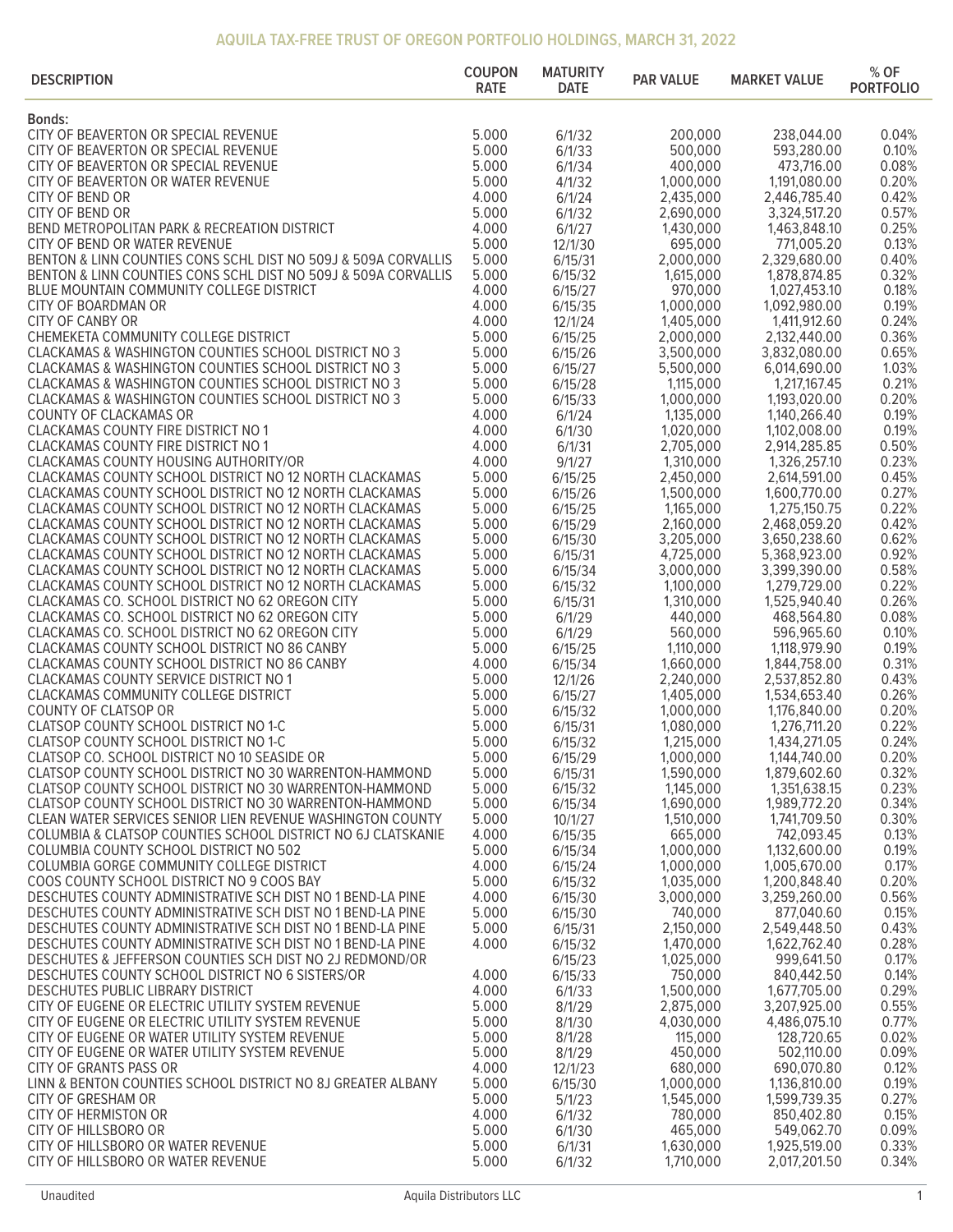## AQUILA TAX-FREE TRUST OF OREGON PORTFOLIO HOLDINGS, MARCH 31, 2022

| DESCRIPTION | COUPON RATE | MATURITY DATE | PAR VALUE | MARKET VALUE | % OF PORTFOLIO |
|---|---|---|---|---|---|
| **Bonds:** | | | | | |
| CITY OF BEAVERTON OR SPECIAL REVENUE | 5.000 | 6/1/32 | 200,000 | 238,044.00 | 0.04% |
| CITY OF BEAVERTON OR SPECIAL REVENUE | 5.000 | 6/1/33 | 500,000 | 593,280.00 | 0.10% |
| CITY OF BEAVERTON OR SPECIAL REVENUE | 5.000 | 6/1/34 | 400,000 | 473,716.00 | 0.08% |
| CITY OF BEAVERTON OR WATER REVENUE | 5.000 | 4/1/32 | 1,000,000 | 1,191,080.00 | 0.20% |
| CITY OF BEND OR | 4.000 | 6/1/24 | 2,435,000 | 2,446,785.40 | 0.42% |
| CITY OF BEND OR | 5.000 | 6/1/32 | 2,690,000 | 3,324,517.20 | 0.57% |
| BEND METROPOLITAN PARK & RECREATION DISTRICT | 4.000 | 6/1/27 | 1,430,000 | 1,463,848.10 | 0.25% |
| CITY OF BEND OR WATER REVENUE | 5.000 | 12/1/30 | 695,000 | 771,005.20 | 0.13% |
| BENTON & LINN COUNTIES CONS SCHL DIST NO 509J & 509A CORVALLIS | 5.000 | 6/15/31 | 2,000,000 | 2,329,680.00 | 0.40% |
| BENTON & LINN COUNTIES CONS SCHL DIST NO 509J & 509A CORVALLIS | 5.000 | 6/15/32 | 1,615,000 | 1,878,874.85 | 0.32% |
| BLUE MOUNTAIN COMMUNITY COLLEGE DISTRICT | 4.000 | 6/15/27 | 970,000 | 1,027,453.10 | 0.18% |
| CITY OF BOARDMAN OR | 4.000 | 6/15/35 | 1,000,000 | 1,092,980.00 | 0.19% |
| CITY OF CANBY OR | 4.000 | 12/1/24 | 1,405,000 | 1,411,912.60 | 0.24% |
| CHEMEKETA COMMUNITY COLLEGE DISTRICT | 5.000 | 6/15/25 | 2,000,000 | 2,132,440.00 | 0.36% |
| CLACKAMAS & WASHINGTON COUNTIES SCHOOL DISTRICT NO 3 | 5.000 | 6/15/26 | 3,500,000 | 3,832,080.00 | 0.65% |
| CLACKAMAS & WASHINGTON COUNTIES SCHOOL DISTRICT NO 3 | 5.000 | 6/15/27 | 5,500,000 | 6,014,690.00 | 1.03% |
| CLACKAMAS & WASHINGTON COUNTIES SCHOOL DISTRICT NO 3 | 5.000 | 6/15/28 | 1,115,000 | 1,217,167.45 | 0.21% |
| CLACKAMAS & WASHINGTON COUNTIES SCHOOL DISTRICT NO 3 | 5.000 | 6/15/33 | 1,000,000 | 1,193,020.00 | 0.20% |
| COUNTY OF CLACKAMAS OR | 4.000 | 6/1/24 | 1,135,000 | 1,140,266.40 | 0.19% |
| CLACKAMAS COUNTY FIRE DISTRICT NO 1 | 4.000 | 6/1/30 | 1,020,000 | 1,102,008.00 | 0.19% |
| CLACKAMAS COUNTY FIRE DISTRICT NO 1 | 4.000 | 6/1/31 | 2,705,000 | 2,914,285.85 | 0.50% |
| CLACKAMAS COUNTY HOUSING AUTHORITY/OR | 4.000 | 9/1/27 | 1,310,000 | 1,326,257.10 | 0.23% |
| CLACKAMAS COUNTY SCHOOL DISTRICT NO 12 NORTH CLACKAMAS | 5.000 | 6/15/25 | 2,450,000 | 2,614,591.00 | 0.45% |
| CLACKAMAS COUNTY SCHOOL DISTRICT NO 12 NORTH CLACKAMAS | 5.000 | 6/15/26 | 1,500,000 | 1,600,770.00 | 0.27% |
| CLACKAMAS COUNTY SCHOOL DISTRICT NO 12 NORTH CLACKAMAS | 5.000 | 6/15/25 | 1,165,000 | 1,275,150.75 | 0.22% |
| CLACKAMAS COUNTY SCHOOL DISTRICT NO 12 NORTH CLACKAMAS | 5.000 | 6/15/29 | 2,160,000 | 2,468,059.20 | 0.42% |
| CLACKAMAS COUNTY SCHOOL DISTRICT NO 12 NORTH CLACKAMAS | 5.000 | 6/15/30 | 3,205,000 | 3,650,238.60 | 0.62% |
| CLACKAMAS COUNTY SCHOOL DISTRICT NO 12 NORTH CLACKAMAS | 5.000 | 6/15/31 | 4,725,000 | 5,368,923.00 | 0.92% |
| CLACKAMAS COUNTY SCHOOL DISTRICT NO 12 NORTH CLACKAMAS | 5.000 | 6/15/34 | 3,000,000 | 3,399,390.00 | 0.58% |
| CLACKAMAS COUNTY SCHOOL DISTRICT NO 12 NORTH CLACKAMAS | 5.000 | 6/15/32 | 1,100,000 | 1,279,729.00 | 0.22% |
| CLACKAMAS CO. SCHOOL DISTRICT NO 62 OREGON CITY | 5.000 | 6/15/31 | 1,310,000 | 1,525,940.40 | 0.26% |
| CLACKAMAS CO. SCHOOL DISTRICT NO 62 OREGON CITY | 5.000 | 6/1/29 | 440,000 | 468,564.80 | 0.08% |
| CLACKAMAS CO. SCHOOL DISTRICT NO 62 OREGON CITY | 5.000 | 6/1/29 | 560,000 | 596,965.60 | 0.10% |
| CLACKAMAS COUNTY SCHOOL DISTRICT NO 86 CANBY | 5.000 | 6/15/25 | 1,110,000 | 1,118,979.90 | 0.19% |
| CLACKAMAS COUNTY SCHOOL DISTRICT NO 86 CANBY | 4.000 | 6/15/34 | 1,660,000 | 1,844,758.00 | 0.31% |
| CLACKAMAS COUNTY SERVICE DISTRICT NO 1 | 5.000 | 12/1/26 | 2,240,000 | 2,537,852.80 | 0.43% |
| CLACKAMAS COMMUNITY COLLEGE DISTRICT | 5.000 | 6/15/27 | 1,405,000 | 1,534,653.40 | 0.26% |
| COUNTY OF CLATSOP OR | 5.000 | 6/15/32 | 1,000,000 | 1,176,840.00 | 0.20% |
| CLATSOP COUNTY SCHOOL DISTRICT NO 1-C | 5.000 | 6/15/31 | 1,080,000 | 1,276,711.20 | 0.22% |
| CLATSOP COUNTY SCHOOL DISTRICT NO 1-C | 5.000 | 6/15/32 | 1,215,000 | 1,434,271.05 | 0.24% |
| CLATSOP CO. SCHOOL DISTRICT NO 10 SEASIDE OR | 5.000 | 6/15/29 | 1,000,000 | 1,144,740.00 | 0.20% |
| CLATSOP COUNTY SCHOOL DISTRICT NO 30 WARRENTON-HAMMOND | 5.000 | 6/15/31 | 1,590,000 | 1,879,602.60 | 0.32% |
| CLATSOP COUNTY SCHOOL DISTRICT NO 30 WARRENTON-HAMMOND | 5.000 | 6/15/32 | 1,145,000 | 1,351,638.15 | 0.23% |
| CLATSOP COUNTY SCHOOL DISTRICT NO 30 WARRENTON-HAMMOND | 5.000 | 6/15/34 | 1,690,000 | 1,989,772.20 | 0.34% |
| CLEAN WATER SERVICES SENIOR LIEN REVENUE WASHINGTON COUNTY | 5.000 | 10/1/27 | 1,510,000 | 1,741,709.50 | 0.30% |
| COLUMBIA & CLATSOP COUNTIES SCHOOL DISTRICT NO 6J CLATSKANIE | 4.000 | 6/15/35 | 665,000 | 742,093.45 | 0.13% |
| COLUMBIA COUNTY SCHOOL DISTRICT NO 502 | 5.000 | 6/15/34 | 1,000,000 | 1,132,600.00 | 0.19% |
| COLUMBIA GORGE COMMUNITY COLLEGE DISTRICT | 4.000 | 6/15/24 | 1,000,000 | 1,005,670.00 | 0.17% |
| COOS COUNTY SCHOOL DISTRICT NO 9 COOS BAY | 5.000 | 6/15/32 | 1,035,000 | 1,200,848.40 | 0.20% |
| DESCHUTES COUNTY ADMINISTRATIVE SCH DIST NO 1 BEND-LA PINE | 4.000 | 6/15/30 | 3,000,000 | 3,259,260.00 | 0.56% |
| DESCHUTES COUNTY ADMINISTRATIVE SCH DIST NO 1 BEND-LA PINE | 5.000 | 6/15/30 | 740,000 | 877,040.60 | 0.15% |
| DESCHUTES COUNTY ADMINISTRATIVE SCH DIST NO 1 BEND-LA PINE | 5.000 | 6/15/31 | 2,150,000 | 2,549,448.50 | 0.43% |
| DESCHUTES COUNTY ADMINISTRATIVE SCH DIST NO 1 BEND-LA PINE | 4.000 | 6/15/32 | 1,470,000 | 1,622,762.40 | 0.28% |
| DESCHUTES & JEFFERSON COUNTIES SCH DIST NO 2J REDMOND/OR | | 6/15/23 | 1,025,000 | 999,641.50 | 0.17% |
| DESCHUTES COUNTY SCHOOL DISTRICT NO 6 SISTERS/OR | 4.000 | 6/15/33 | 750,000 | 840,442.50 | 0.14% |
| DESCHUTES PUBLIC LIBRARY DISTRICT | 4.000 | 6/1/33 | 1,500,000 | 1,677,705.00 | 0.29% |
| CITY OF EUGENE OR ELECTRIC UTILITY SYSTEM REVENUE | 5.000 | 8/1/29 | 2,875,000 | 3,207,925.00 | 0.55% |
| CITY OF EUGENE OR ELECTRIC UTILITY SYSTEM REVENUE | 5.000 | 8/1/30 | 4,030,000 | 4,486,075.10 | 0.77% |
| CITY OF EUGENE OR WATER UTILITY SYSTEM REVENUE | 5.000 | 8/1/28 | 115,000 | 128,720.65 | 0.02% |
| CITY OF EUGENE OR WATER UTILITY SYSTEM REVENUE | 5.000 | 8/1/29 | 450,000 | 502,110.00 | 0.09% |
| CITY OF GRANTS PASS OR | 4.000 | 12/1/23 | 680,000 | 690,070.80 | 0.12% |
| LINN & BENTON COUNTIES SCHOOL DISTRICT NO 8J GREATER ALBANY | 5.000 | 6/15/30 | 1,000,000 | 1,136,810.00 | 0.19% |
| CITY OF GRESHAM OR | 5.000 | 5/1/23 | 1,545,000 | 1,599,739.35 | 0.27% |
| CITY OF HERMISTON OR | 4.000 | 6/1/32 | 780,000 | 850,402.80 | 0.15% |
| CITY OF HILLSBORO OR | 5.000 | 6/1/30 | 465,000 | 549,062.70 | 0.09% |
| CITY OF HILLSBORO OR WATER REVENUE | 5.000 | 6/1/31 | 1,630,000 | 1,925,519.00 | 0.33% |
| CITY OF HILLSBORO OR WATER REVENUE | 5.000 | 6/1/32 | 1,710,000 | 2,017,201.50 | 0.34% |

Unaudited — Aquila Distributors LLC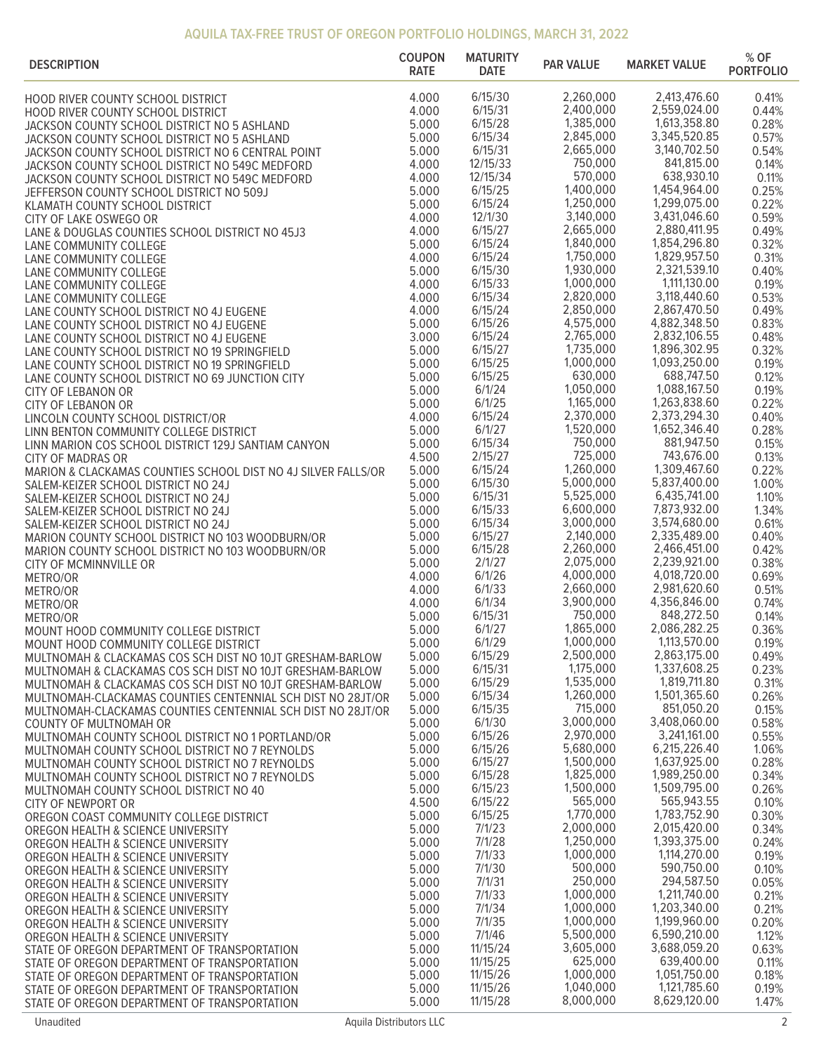## AQUILA TAX-FREE TRUST OF OREGON PORTFOLIO HOLDINGS, MARCH 31, 2022

| DESCRIPTION | COUPON RATE | MATURITY DATE | PAR VALUE | MARKET VALUE | % OF PORTFOLIO |
|---|---|---|---|---|---|
| HOOD RIVER COUNTY SCHOOL DISTRICT | 4.000 | 6/15/30 | 2,260,000 | 2,413,476.60 | 0.41% |
| HOOD RIVER COUNTY SCHOOL DISTRICT | 4.000 | 6/15/31 | 2,400,000 | 2,559,024.00 | 0.44% |
| JACKSON COUNTY SCHOOL DISTRICT NO 5 ASHLAND | 5.000 | 6/15/28 | 1,385,000 | 1,613,358.80 | 0.28% |
| JACKSON COUNTY SCHOOL DISTRICT NO 5 ASHLAND | 5.000 | 6/15/34 | 2,845,000 | 3,345,520.85 | 0.57% |
| JACKSON COUNTY SCHOOL DISTRICT NO 6 CENTRAL POINT | 5.000 | 6/15/31 | 2,665,000 | 3,140,702.50 | 0.54% |
| JACKSON COUNTY SCHOOL DISTRICT NO 549C MEDFORD | 4.000 | 12/15/33 | 750,000 | 841,815.00 | 0.14% |
| JACKSON COUNTY SCHOOL DISTRICT NO 549C MEDFORD | 4.000 | 12/15/34 | 570,000 | 638,930.10 | 0.11% |
| JEFFERSON COUNTY SCHOOL DISTRICT NO 509J | 5.000 | 6/15/25 | 1,400,000 | 1,454,964.00 | 0.25% |
| KLAMATH COUNTY SCHOOL DISTRICT | 5.000 | 6/15/24 | 1,250,000 | 1,299,075.00 | 0.22% |
| CITY OF LAKE OSWEGO OR | 4.000 | 12/1/30 | 3,140,000 | 3,431,046.60 | 0.59% |
| LANE & DOUGLAS COUNTIES SCHOOL DISTRICT NO 45J3 | 4.000 | 6/15/27 | 2,665,000 | 2,880,411.95 | 0.49% |
| LANE COMMUNITY COLLEGE | 5.000 | 6/15/24 | 1,840,000 | 1,854,296.80 | 0.32% |
| LANE COMMUNITY COLLEGE | 4.000 | 6/15/24 | 1,750,000 | 1,829,957.50 | 0.31% |
| LANE COMMUNITY COLLEGE | 5.000 | 6/15/30 | 1,930,000 | 2,321,539.10 | 0.40% |
| LANE COMMUNITY COLLEGE | 4.000 | 6/15/33 | 1,000,000 | 1,111,130.00 | 0.19% |
| LANE COMMUNITY COLLEGE | 4.000 | 6/15/34 | 2,820,000 | 3,118,440.60 | 0.53% |
| LANE COUNTY SCHOOL DISTRICT NO 4J EUGENE | 4.000 | 6/15/24 | 2,850,000 | 2,867,470.50 | 0.49% |
| LANE COUNTY SCHOOL DISTRICT NO 4J EUGENE | 5.000 | 6/15/26 | 4,575,000 | 4,882,348.50 | 0.83% |
| LANE COUNTY SCHOOL DISTRICT NO 4J EUGENE | 3.000 | 6/15/24 | 2,765,000 | 2,832,106.55 | 0.48% |
| LANE COUNTY SCHOOL DISTRICT NO 19 SPRINGFIELD | 5.000 | 6/15/27 | 1,735,000 | 1,896,302.95 | 0.32% |
| LANE COUNTY SCHOOL DISTRICT NO 19 SPRINGFIELD | 5.000 | 6/15/25 | 1,000,000 | 1,093,250.00 | 0.19% |
| LANE COUNTY SCHOOL DISTRICT NO 69 JUNCTION CITY | 5.000 | 6/15/25 | 630,000 | 688,747.50 | 0.12% |
| CITY OF LEBANON OR | 5.000 | 6/1/24 | 1,050,000 | 1,088,167.50 | 0.19% |
| CITY OF LEBANON OR | 5.000 | 6/1/25 | 1,165,000 | 1,263,838.60 | 0.22% |
| LINCOLN COUNTY SCHOOL DISTRICT/OR | 4.000 | 6/15/24 | 2,370,000 | 2,373,294.30 | 0.40% |
| LINN BENTON COMMUNITY COLLEGE DISTRICT | 5.000 | 6/1/27 | 1,520,000 | 1,652,346.40 | 0.28% |
| LINN MARION COS SCHOOL DISTRICT 129J SANTIAM CANYON | 5.000 | 6/15/34 | 750,000 | 881,947.50 | 0.15% |
| CITY OF MADRAS OR | 4.500 | 2/15/27 | 725,000 | 743,676.00 | 0.13% |
| MARION & CLACKAMAS COUNTIES SCHOOL DIST NO 4J SILVER FALLS/OR | 5.000 | 6/15/24 | 1,260,000 | 1,309,467.60 | 0.22% |
| SALEM-KEIZER SCHOOL DISTRICT NO 24J | 5.000 | 6/15/30 | 5,000,000 | 5,837,400.00 | 1.00% |
| SALEM-KEIZER SCHOOL DISTRICT NO 24J | 5.000 | 6/15/31 | 5,525,000 | 6,435,741.00 | 1.10% |
| SALEM-KEIZER SCHOOL DISTRICT NO 24J | 5.000 | 6/15/33 | 6,600,000 | 7,873,932.00 | 1.34% |
| SALEM-KEIZER SCHOOL DISTRICT NO 24J | 5.000 | 6/15/34 | 3,000,000 | 3,574,680.00 | 0.61% |
| MARION COUNTY SCHOOL DISTRICT NO 103 WOODBURN/OR | 5.000 | 6/15/27 | 2,140,000 | 2,335,489.00 | 0.40% |
| MARION COUNTY SCHOOL DISTRICT NO 103 WOODBURN/OR | 5.000 | 6/15/28 | 2,260,000 | 2,466,451.00 | 0.42% |
| CITY OF MCMINNVILLE OR | 5.000 | 2/1/27 | 2,075,000 | 2,239,921.00 | 0.38% |
| METRO/OR | 4.000 | 6/1/26 | 4,000,000 | 4,018,720.00 | 0.69% |
| METRO/OR | 4.000 | 6/1/33 | 2,660,000 | 2,981,620.60 | 0.51% |
| METRO/OR | 4.000 | 6/1/34 | 3,900,000 | 4,356,846.00 | 0.74% |
| METRO/OR | 5.000 | 6/15/31 | 750,000 | 848,272.50 | 0.14% |
| MOUNT HOOD COMMUNITY COLLEGE DISTRICT | 5.000 | 6/1/27 | 1,865,000 | 2,086,282.25 | 0.36% |
| MOUNT HOOD COMMUNITY COLLEGE DISTRICT | 5.000 | 6/1/29 | 1,000,000 | 1,113,570.00 | 0.19% |
| MULTNOMAH & CLACKAMAS COS SCH DIST NO 10JT GRESHAM-BARLOW | 5.000 | 6/15/29 | 2,500,000 | 2,863,175.00 | 0.49% |
| MULTNOMAH & CLACKAMAS COS SCH DIST NO 10JT GRESHAM-BARLOW | 5.000 | 6/15/31 | 1,175,000 | 1,337,608.25 | 0.23% |
| MULTNOMAH & CLACKAMAS COS SCH DIST NO 10JT GRESHAM-BARLOW | 5.000 | 6/15/29 | 1,535,000 | 1,819,711.80 | 0.31% |
| MULTNOMAH-CLACKAMAS COUNTIES CENTENNIAL SCH DIST NO 28JT/OR | 5.000 | 6/15/34 | 1,260,000 | 1,501,365.60 | 0.26% |
| MULTNOMAH-CLACKAMAS COUNTIES CENTENNIAL SCH DIST NO 28JT/OR | 5.000 | 6/15/35 | 715,000 | 851,050.20 | 0.15% |
| COUNTY OF MULTNOMAH OR | 5.000 | 6/1/30 | 3,000,000 | 3,408,060.00 | 0.58% |
| MULTNOMAH COUNTY SCHOOL DISTRICT NO 1 PORTLAND/OR | 5.000 | 6/15/26 | 2,970,000 | 3,241,161.00 | 0.55% |
| MULTNOMAH COUNTY SCHOOL DISTRICT NO 7 REYNOLDS | 5.000 | 6/15/26 | 5,680,000 | 6,215,226.40 | 1.06% |
| MULTNOMAH COUNTY SCHOOL DISTRICT NO 7 REYNOLDS | 5.000 | 6/15/27 | 1,500,000 | 1,637,925.00 | 0.28% |
| MULTNOMAH COUNTY SCHOOL DISTRICT NO 7 REYNOLDS | 5.000 | 6/15/28 | 1,825,000 | 1,989,250.00 | 0.34% |
| MULTNOMAH COUNTY SCHOOL DISTRICT NO 40 | 5.000 | 6/15/23 | 1,500,000 | 1,509,795.00 | 0.26% |
| CITY OF NEWPORT OR | 4.500 | 6/15/22 | 565,000 | 565,943.55 | 0.10% |
| OREGON COAST COMMUNITY COLLEGE DISTRICT | 5.000 | 6/15/25 | 1,770,000 | 1,783,752.90 | 0.30% |
| OREGON HEALTH & SCIENCE UNIVERSITY | 5.000 | 7/1/23 | 2,000,000 | 2,015,420.00 | 0.34% |
| OREGON HEALTH & SCIENCE UNIVERSITY | 5.000 | 7/1/28 | 1,250,000 | 1,393,375.00 | 0.24% |
| OREGON HEALTH & SCIENCE UNIVERSITY | 5.000 | 7/1/33 | 1,000,000 | 1,114,270.00 | 0.19% |
| OREGON HEALTH & SCIENCE UNIVERSITY | 5.000 | 7/1/30 | 500,000 | 590,750.00 | 0.10% |
| OREGON HEALTH & SCIENCE UNIVERSITY | 5.000 | 7/1/31 | 250,000 | 294,587.50 | 0.05% |
| OREGON HEALTH & SCIENCE UNIVERSITY | 5.000 | 7/1/33 | 1,000,000 | 1,211,740.00 | 0.21% |
| OREGON HEALTH & SCIENCE UNIVERSITY | 5.000 | 7/1/34 | 1,000,000 | 1,203,340.00 | 0.21% |
| OREGON HEALTH & SCIENCE UNIVERSITY | 5.000 | 7/1/35 | 1,000,000 | 1,199,960.00 | 0.20% |
| OREGON HEALTH & SCIENCE UNIVERSITY | 5.000 | 7/1/46 | 5,500,000 | 6,590,210.00 | 1.12% |
| STATE OF OREGON DEPARTMENT OF TRANSPORTATION | 5.000 | 11/15/24 | 3,605,000 | 3,688,059.20 | 0.63% |
| STATE OF OREGON DEPARTMENT OF TRANSPORTATION | 5.000 | 11/15/25 | 625,000 | 639,400.00 | 0.11% |
| STATE OF OREGON DEPARTMENT OF TRANSPORTATION | 5.000 | 11/15/26 | 1,000,000 | 1,051,750.00 | 0.18% |
| STATE OF OREGON DEPARTMENT OF TRANSPORTATION | 5.000 | 11/15/26 | 1,040,000 | 1,121,785.60 | 0.19% |
| STATE OF OREGON DEPARTMENT OF TRANSPORTATION | 5.000 | 11/15/28 | 8,000,000 | 8,629,120.00 | 1.47% |

Unaudited    Aquila Distributors LLC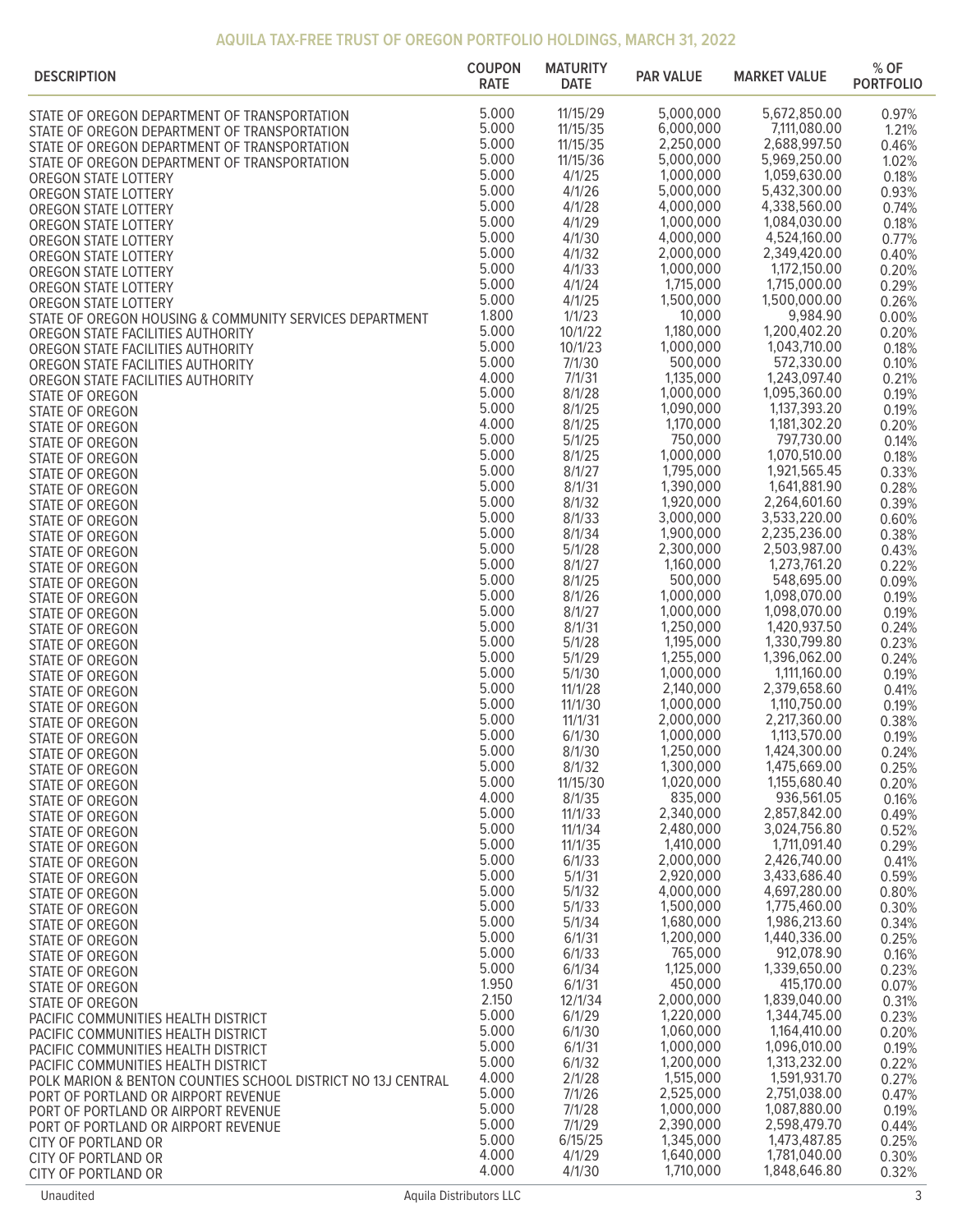## AQUILA TAX-FREE TRUST OF OREGON PORTFOLIO HOLDINGS, MARCH 31, 2022

| DESCRIPTION | COUPON RATE | MATURITY DATE | PAR VALUE | MARKET VALUE | % OF PORTFOLIO |
|---|---|---|---|---|---|
| STATE OF OREGON DEPARTMENT OF TRANSPORTATION | 5.000 | 11/15/29 | 5,000,000 | 5,672,850.00 | 0.97% |
| STATE OF OREGON DEPARTMENT OF TRANSPORTATION | 5.000 | 11/15/35 | 6,000,000 | 7,111,080.00 | 1.21% |
| STATE OF OREGON DEPARTMENT OF TRANSPORTATION | 5.000 | 11/15/35 | 2,250,000 | 2,688,997.50 | 0.46% |
| STATE OF OREGON DEPARTMENT OF TRANSPORTATION | 5.000 | 11/15/36 | 5,000,000 | 5,969,250.00 | 1.02% |
| OREGON STATE LOTTERY | 5.000 | 4/1/25 | 1,000,000 | 1,059,630.00 | 0.18% |
| OREGON STATE LOTTERY | 5.000 | 4/1/26 | 5,000,000 | 5,432,300.00 | 0.93% |
| OREGON STATE LOTTERY | 5.000 | 4/1/28 | 4,000,000 | 4,338,560.00 | 0.74% |
| OREGON STATE LOTTERY | 5.000 | 4/1/29 | 1,000,000 | 1,084,030.00 | 0.18% |
| OREGON STATE LOTTERY | 5.000 | 4/1/30 | 4,000,000 | 4,524,160.00 | 0.77% |
| OREGON STATE LOTTERY | 5.000 | 4/1/32 | 2,000,000 | 2,349,420.00 | 0.40% |
| OREGON STATE LOTTERY | 5.000 | 4/1/33 | 1,000,000 | 1,172,150.00 | 0.20% |
| OREGON STATE LOTTERY | 5.000 | 4/1/24 | 1,715,000 | 1,715,000.00 | 0.29% |
| OREGON STATE LOTTERY | 5.000 | 4/1/25 | 1,500,000 | 1,500,000.00 | 0.26% |
| STATE OF OREGON HOUSING & COMMUNITY SERVICES DEPARTMENT | 1.800 | 1/1/23 | 10,000 | 9,984.90 | 0.00% |
| OREGON STATE FACILITIES AUTHORITY | 5.000 | 10/1/22 | 1,180,000 | 1,200,402.20 | 0.20% |
| OREGON STATE FACILITIES AUTHORITY | 5.000 | 10/1/23 | 1,000,000 | 1,043,710.00 | 0.18% |
| OREGON STATE FACILITIES AUTHORITY | 5.000 | 7/1/30 | 500,000 | 572,330.00 | 0.10% |
| OREGON STATE FACILITIES AUTHORITY | 4.000 | 7/1/31 | 1,135,000 | 1,243,097.40 | 0.21% |
| STATE OF OREGON | 5.000 | 8/1/28 | 1,000,000 | 1,095,360.00 | 0.19% |
| STATE OF OREGON | 5.000 | 8/1/25 | 1,090,000 | 1,137,393.20 | 0.19% |
| STATE OF OREGON | 4.000 | 8/1/25 | 1,170,000 | 1,181,302.20 | 0.20% |
| STATE OF OREGON | 5.000 | 5/1/25 | 750,000 | 797,730.00 | 0.14% |
| STATE OF OREGON | 5.000 | 8/1/25 | 1,000,000 | 1,070,510.00 | 0.18% |
| STATE OF OREGON | 5.000 | 8/1/27 | 1,795,000 | 1,921,565.45 | 0.33% |
| STATE OF OREGON | 5.000 | 8/1/31 | 1,390,000 | 1,641,881.90 | 0.28% |
| STATE OF OREGON | 5.000 | 8/1/32 | 1,920,000 | 2,264,601.60 | 0.39% |
| STATE OF OREGON | 5.000 | 8/1/33 | 3,000,000 | 3,533,220.00 | 0.60% |
| STATE OF OREGON | 5.000 | 8/1/34 | 1,900,000 | 2,235,236.00 | 0.38% |
| STATE OF OREGON | 5.000 | 5/1/28 | 2,300,000 | 2,503,987.00 | 0.43% |
| STATE OF OREGON | 5.000 | 8/1/27 | 1,160,000 | 1,273,761.20 | 0.22% |
| STATE OF OREGON | 5.000 | 8/1/25 | 500,000 | 548,695.00 | 0.09% |
| STATE OF OREGON | 5.000 | 8/1/26 | 1,000,000 | 1,098,070.00 | 0.19% |
| STATE OF OREGON | 5.000 | 8/1/27 | 1,000,000 | 1,098,070.00 | 0.19% |
| STATE OF OREGON | 5.000 | 8/1/31 | 1,250,000 | 1,420,937.50 | 0.24% |
| STATE OF OREGON | 5.000 | 5/1/28 | 1,195,000 | 1,330,799.80 | 0.23% |
| STATE OF OREGON | 5.000 | 5/1/29 | 1,255,000 | 1,396,062.00 | 0.24% |
| STATE OF OREGON | 5.000 | 5/1/30 | 1,000,000 | 1,111,160.00 | 0.19% |
| STATE OF OREGON | 5.000 | 11/1/28 | 2,140,000 | 2,379,658.60 | 0.41% |
| STATE OF OREGON | 5.000 | 11/1/30 | 1,000,000 | 1,110,750.00 | 0.19% |
| STATE OF OREGON | 5.000 | 11/1/31 | 2,000,000 | 2,217,360.00 | 0.38% |
| STATE OF OREGON | 5.000 | 6/1/30 | 1,000,000 | 1,113,570.00 | 0.19% |
| STATE OF OREGON | 5.000 | 8/1/30 | 1,250,000 | 1,424,300.00 | 0.24% |
| STATE OF OREGON | 5.000 | 8/1/32 | 1,300,000 | 1,475,669.00 | 0.25% |
| STATE OF OREGON | 5.000 | 11/15/30 | 1,020,000 | 1,155,680.40 | 0.20% |
| STATE OF OREGON | 4.000 | 8/1/35 | 835,000 | 936,561.05 | 0.16% |
| STATE OF OREGON | 5.000 | 11/1/33 | 2,340,000 | 2,857,842.00 | 0.49% |
| STATE OF OREGON | 5.000 | 11/1/34 | 2,480,000 | 3,024,756.80 | 0.52% |
| STATE OF OREGON | 5.000 | 11/1/35 | 1,410,000 | 1,711,091.40 | 0.29% |
| STATE OF OREGON | 5.000 | 6/1/33 | 2,000,000 | 2,426,740.00 | 0.41% |
| STATE OF OREGON | 5.000 | 5/1/31 | 2,920,000 | 3,433,686.40 | 0.59% |
| STATE OF OREGON | 5.000 | 5/1/32 | 4,000,000 | 4,697,280.00 | 0.80% |
| STATE OF OREGON | 5.000 | 5/1/33 | 1,500,000 | 1,775,460.00 | 0.30% |
| STATE OF OREGON | 5.000 | 5/1/34 | 1,680,000 | 1,986,213.60 | 0.34% |
| STATE OF OREGON | 5.000 | 6/1/31 | 1,200,000 | 1,440,336.00 | 0.25% |
| STATE OF OREGON | 5.000 | 6/1/33 | 765,000 | 912,078.90 | 0.16% |
| STATE OF OREGON | 5.000 | 6/1/34 | 1,125,000 | 1,339,650.00 | 0.23% |
| STATE OF OREGON | 1.950 | 6/1/31 | 450,000 | 415,170.00 | 0.07% |
| STATE OF OREGON | 2.150 | 12/1/34 | 2,000,000 | 1,839,040.00 | 0.31% |
| PACIFIC COMMUNITIES HEALTH DISTRICT | 5.000 | 6/1/29 | 1,220,000 | 1,344,745.00 | 0.23% |
| PACIFIC COMMUNITIES HEALTH DISTRICT | 5.000 | 6/1/30 | 1,060,000 | 1,164,410.00 | 0.20% |
| PACIFIC COMMUNITIES HEALTH DISTRICT | 5.000 | 6/1/31 | 1,000,000 | 1,096,010.00 | 0.19% |
| PACIFIC COMMUNITIES HEALTH DISTRICT | 5.000 | 6/1/32 | 1,200,000 | 1,313,232.00 | 0.22% |
| POLK MARION & BENTON COUNTIES SCHOOL DISTRICT NO 13J CENTRAL | 4.000 | 2/1/28 | 1,515,000 | 1,591,931.70 | 0.27% |
| PORT OF PORTLAND OR AIRPORT REVENUE | 5.000 | 7/1/26 | 2,525,000 | 2,751,038.00 | 0.47% |
| PORT OF PORTLAND OR AIRPORT REVENUE | 5.000 | 7/1/28 | 1,000,000 | 1,087,880.00 | 0.19% |
| PORT OF PORTLAND OR AIRPORT REVENUE | 5.000 | 7/1/29 | 2,390,000 | 2,598,479.70 | 0.44% |
| CITY OF PORTLAND OR | 5.000 | 6/15/25 | 1,345,000 | 1,473,487.85 | 0.25% |
| CITY OF PORTLAND OR | 4.000 | 4/1/29 | 1,640,000 | 1,781,040.00 | 0.30% |
| CITY OF PORTLAND OR | 4.000 | 4/1/30 | 1,710,000 | 1,848,646.80 | 0.32% |

Unaudited — Aquila Distributors LLC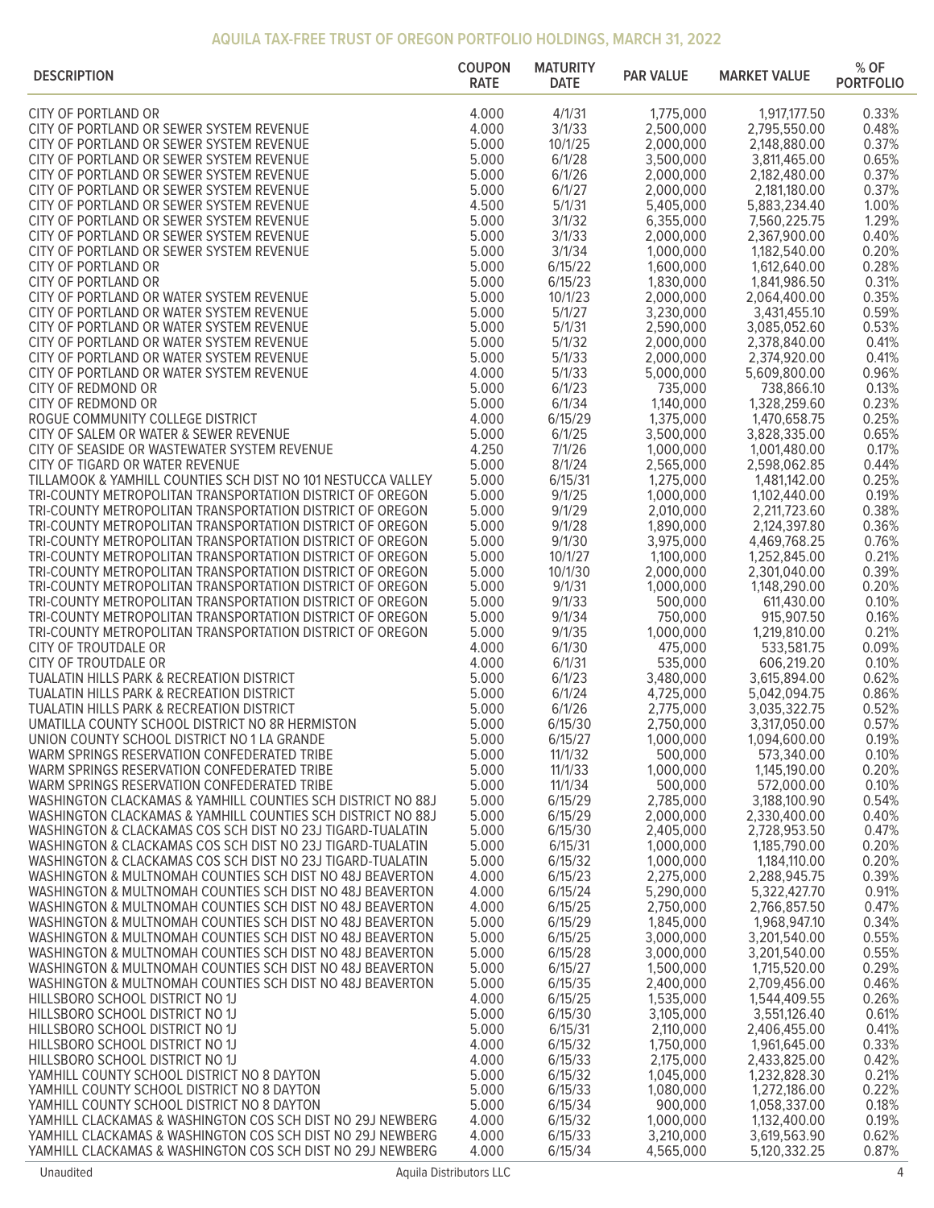| DESCRIPTION | COUPON RATE | MATURITY DATE | PAR VALUE | MARKET VALUE | % OF PORTFOLIO |
|---|---|---|---|---|---|
| CITY OF PORTLAND OR | 4.000 | 4/1/31 | 1,775,000 | 1,917,177.50 | 0.33% |
| CITY OF PORTLAND OR SEWER SYSTEM REVENUE | 4.000 | 3/1/33 | 2,500,000 | 2,795,550.00 | 0.48% |
| CITY OF PORTLAND OR SEWER SYSTEM REVENUE | 5.000 | 10/1/25 | 2,000,000 | 2,148,880.00 | 0.37% |
| CITY OF PORTLAND OR SEWER SYSTEM REVENUE | 5.000 | 6/1/28 | 3,500,000 | 3,811,465.00 | 0.65% |
| CITY OF PORTLAND OR SEWER SYSTEM REVENUE | 5.000 | 6/1/26 | 2,000,000 | 2,182,480.00 | 0.37% |
| CITY OF PORTLAND OR SEWER SYSTEM REVENUE | 5.000 | 6/1/27 | 2,000,000 | 2,181,180.00 | 0.37% |
| CITY OF PORTLAND OR SEWER SYSTEM REVENUE | 4.500 | 5/1/31 | 5,405,000 | 5,883,234.40 | 1.00% |
| CITY OF PORTLAND OR SEWER SYSTEM REVENUE | 5.000 | 3/1/32 | 6,355,000 | 7,560,225.75 | 1.29% |
| CITY OF PORTLAND OR SEWER SYSTEM REVENUE | 5.000 | 3/1/33 | 2,000,000 | 2,367,900.00 | 0.40% |
| CITY OF PORTLAND OR SEWER SYSTEM REVENUE | 5.000 | 3/1/34 | 1,000,000 | 1,182,540.00 | 0.20% |
| CITY OF PORTLAND OR | 5.000 | 6/15/22 | 1,600,000 | 1,612,640.00 | 0.28% |
| CITY OF PORTLAND OR | 5.000 | 6/15/23 | 1,830,000 | 1,841,986.50 | 0.31% |
| CITY OF PORTLAND OR WATER SYSTEM REVENUE | 5.000 | 10/1/23 | 2,000,000 | 2,064,400.00 | 0.35% |
| CITY OF PORTLAND OR WATER SYSTEM REVENUE | 5.000 | 5/1/27 | 3,230,000 | 3,431,455.10 | 0.59% |
| CITY OF PORTLAND OR WATER SYSTEM REVENUE | 5.000 | 5/1/31 | 2,590,000 | 3,085,052.60 | 0.53% |
| CITY OF PORTLAND OR WATER SYSTEM REVENUE | 5.000 | 5/1/32 | 2,000,000 | 2,378,840.00 | 0.41% |
| CITY OF PORTLAND OR WATER SYSTEM REVENUE | 5.000 | 5/1/33 | 2,000,000 | 2,374,920.00 | 0.41% |
| CITY OF PORTLAND OR WATER SYSTEM REVENUE | 4.000 | 5/1/33 | 5,000,000 | 5,609,800.00 | 0.96% |
| CITY OF REDMOND OR | 5.000 | 6/1/23 | 735,000 | 738,866.10 | 0.13% |
| CITY OF REDMOND OR | 5.000 | 6/1/34 | 1,140,000 | 1,328,259.60 | 0.23% |
| ROGUE COMMUNITY COLLEGE DISTRICT | 4.000 | 6/15/29 | 1,375,000 | 1,470,658.75 | 0.25% |
| CITY OF SALEM OR WATER & SEWER REVENUE | 5.000 | 6/1/25 | 3,500,000 | 3,828,335.00 | 0.65% |
| CITY OF SEASIDE OR WASTEWATER SYSTEM REVENUE | 4.250 | 7/1/26 | 1,000,000 | 1,001,480.00 | 0.17% |
| CITY OF TIGARD OR WATER REVENUE | 5.000 | 8/1/24 | 2,565,000 | 2,598,062.85 | 0.44% |
| TILLAMOOK & YAMHILL COUNTIES SCH DIST NO 101 NESTUCCA VALLEY | 5.000 | 6/15/31 | 1,275,000 | 1,481,142.00 | 0.25% |
| TRI-COUNTY METROPOLITAN TRANSPORTATION DISTRICT OF OREGON | 5.000 | 9/1/25 | 1,000,000 | 1,102,440.00 | 0.19% |
| TRI-COUNTY METROPOLITAN TRANSPORTATION DISTRICT OF OREGON | 5.000 | 9/1/29 | 2,010,000 | 2,211,723.60 | 0.38% |
| TRI-COUNTY METROPOLITAN TRANSPORTATION DISTRICT OF OREGON | 5.000 | 9/1/28 | 1,890,000 | 2,124,397.80 | 0.36% |
| TRI-COUNTY METROPOLITAN TRANSPORTATION DISTRICT OF OREGON | 5.000 | 9/1/30 | 3,975,000 | 4,469,768.25 | 0.76% |
| TRI-COUNTY METROPOLITAN TRANSPORTATION DISTRICT OF OREGON | 5.000 | 10/1/27 | 1,100,000 | 1,252,845.00 | 0.21% |
| TRI-COUNTY METROPOLITAN TRANSPORTATION DISTRICT OF OREGON | 5.000 | 10/1/30 | 2,000,000 | 2,301,040.00 | 0.39% |
| TRI-COUNTY METROPOLITAN TRANSPORTATION DISTRICT OF OREGON | 5.000 | 9/1/31 | 1,000,000 | 1,148,290.00 | 0.20% |
| TRI-COUNTY METROPOLITAN TRANSPORTATION DISTRICT OF OREGON | 5.000 | 9/1/33 | 500,000 | 611,430.00 | 0.10% |
| TRI-COUNTY METROPOLITAN TRANSPORTATION DISTRICT OF OREGON | 5.000 | 9/1/34 | 750,000 | 915,907.50 | 0.16% |
| TRI-COUNTY METROPOLITAN TRANSPORTATION DISTRICT OF OREGON | 5.000 | 9/1/35 | 1,000,000 | 1,219,810.00 | 0.21% |
| CITY OF TROUTDALE OR | 4.000 | 6/1/30 | 475,000 | 533,581.75 | 0.09% |
| CITY OF TROUTDALE OR | 4.000 | 6/1/31 | 535,000 | 606,219.20 | 0.10% |
| TUALATIN HILLS PARK & RECREATION DISTRICT | 5.000 | 6/1/23 | 3,480,000 | 3,615,894.00 | 0.62% |
| TUALATIN HILLS PARK & RECREATION DISTRICT | 5.000 | 6/1/24 | 4,725,000 | 5,042,094.75 | 0.86% |
| TUALATIN HILLS PARK & RECREATION DISTRICT | 5.000 | 6/1/26 | 2,775,000 | 3,035,322.75 | 0.52% |
| UMATILLA COUNTY SCHOOL DISTRICT NO 8R HERMISTON | 5.000 | 6/15/30 | 2,750,000 | 3,317,050.00 | 0.57% |
| UNION COUNTY SCHOOL DISTRICT NO 1 LA GRANDE | 5.000 | 6/15/27 | 1,000,000 | 1,094,600.00 | 0.19% |
| WARM SPRINGS RESERVATION CONFEDERATED TRIBE | 5.000 | 11/1/32 | 500,000 | 573,340.00 | 0.10% |
| WARM SPRINGS RESERVATION CONFEDERATED TRIBE | 5.000 | 11/1/33 | 1,000,000 | 1,145,190.00 | 0.20% |
| WARM SPRINGS RESERVATION CONFEDERATED TRIBE | 5.000 | 11/1/34 | 500,000 | 572,000.00 | 0.10% |
| WASHINGTON CLACKAMAS & YAMHILL COUNTIES SCH DISTRICT NO 88J | 5.000 | 6/15/29 | 2,785,000 | 3,188,100.90 | 0.54% |
| WASHINGTON CLACKAMAS & YAMHILL COUNTIES SCH DISTRICT NO 88J | 5.000 | 6/15/29 | 2,000,000 | 2,330,400.00 | 0.40% |
| WASHINGTON & CLACKAMAS COS SCH DIST NO 23J TIGARD-TUALATIN | 5.000 | 6/15/30 | 2,405,000 | 2,728,953.50 | 0.47% |
| WASHINGTON & CLACKAMAS COS SCH DIST NO 23J TIGARD-TUALATIN | 5.000 | 6/15/31 | 1,000,000 | 1,185,790.00 | 0.20% |
| WASHINGTON & CLACKAMAS COS SCH DIST NO 23J TIGARD-TUALATIN | 5.000 | 6/15/32 | 1,000,000 | 1,184,110.00 | 0.20% |
| WASHINGTON & MULTNOMAH COUNTIES SCH DIST NO 48J BEAVERTON | 4.000 | 6/15/23 | 2,275,000 | 2,288,945.75 | 0.39% |
| WASHINGTON & MULTNOMAH COUNTIES SCH DIST NO 48J BEAVERTON | 4.000 | 6/15/24 | 5,290,000 | 5,322,427.70 | 0.91% |
| WASHINGTON & MULTNOMAH COUNTIES SCH DIST NO 48J BEAVERTON | 4.000 | 6/15/25 | 2,750,000 | 2,766,857.50 | 0.47% |
| WASHINGTON & MULTNOMAH COUNTIES SCH DIST NO 48J BEAVERTON | 5.000 | 6/15/29 | 1,845,000 | 1,968,947.10 | 0.34% |
| WASHINGTON & MULTNOMAH COUNTIES SCH DIST NO 48J BEAVERTON | 5.000 | 6/15/25 | 3,000,000 | 3,201,540.00 | 0.55% |
| WASHINGTON & MULTNOMAH COUNTIES SCH DIST NO 48J BEAVERTON | 5.000 | 6/15/28 | 3,000,000 | 3,201,540.00 | 0.55% |
| WASHINGTON & MULTNOMAH COUNTIES SCH DIST NO 48J BEAVERTON | 5.000 | 6/15/27 | 1,500,000 | 1,715,520.00 | 0.29% |
| WASHINGTON & MULTNOMAH COUNTIES SCH DIST NO 48J BEAVERTON | 5.000 | 6/15/35 | 2,400,000 | 2,709,456.00 | 0.46% |
| HILLSBORO SCHOOL DISTRICT NO 1J | 4.000 | 6/15/25 | 1,535,000 | 1,544,409.55 | 0.26% |
| HILLSBORO SCHOOL DISTRICT NO 1J | 5.000 | 6/15/30 | 3,105,000 | 3,551,126.40 | 0.61% |
| HILLSBORO SCHOOL DISTRICT NO 1J | 5.000 | 6/15/31 | 2,110,000 | 2,406,455.00 | 0.41% |
| HILLSBORO SCHOOL DISTRICT NO 1J | 4.000 | 6/15/32 | 1,750,000 | 1,961,645.00 | 0.33% |
| HILLSBORO SCHOOL DISTRICT NO 1J | 4.000 | 6/15/33 | 2,175,000 | 2,433,825.00 | 0.42% |
| YAMHILL COUNTY SCHOOL DISTRICT NO 8 DAYTON | 5.000 | 6/15/32 | 1,045,000 | 1,232,828.30 | 0.21% |
| YAMHILL COUNTY SCHOOL DISTRICT NO 8 DAYTON | 5.000 | 6/15/33 | 1,080,000 | 1,272,186.00 | 0.22% |
| YAMHILL COUNTY SCHOOL DISTRICT NO 8 DAYTON | 5.000 | 6/15/34 | 900,000 | 1,058,337.00 | 0.18% |
| YAMHILL CLACKAMAS & WASHINGTON COS SCH DIST NO 29J NEWBERG | 4.000 | 6/15/32 | 1,000,000 | 1,132,400.00 | 0.19% |
| YAMHILL CLACKAMAS & WASHINGTON COS SCH DIST NO 29J NEWBERG | 4.000 | 6/15/33 | 3,210,000 | 3,619,563.90 | 0.62% |
| YAMHILL CLACKAMAS & WASHINGTON COS SCH DIST NO 29J NEWBERG | 4.000 | 6/15/34 | 4,565,000 | 5,120,332.25 | 0.87% |

Unaudited

Aquila Distributors LLC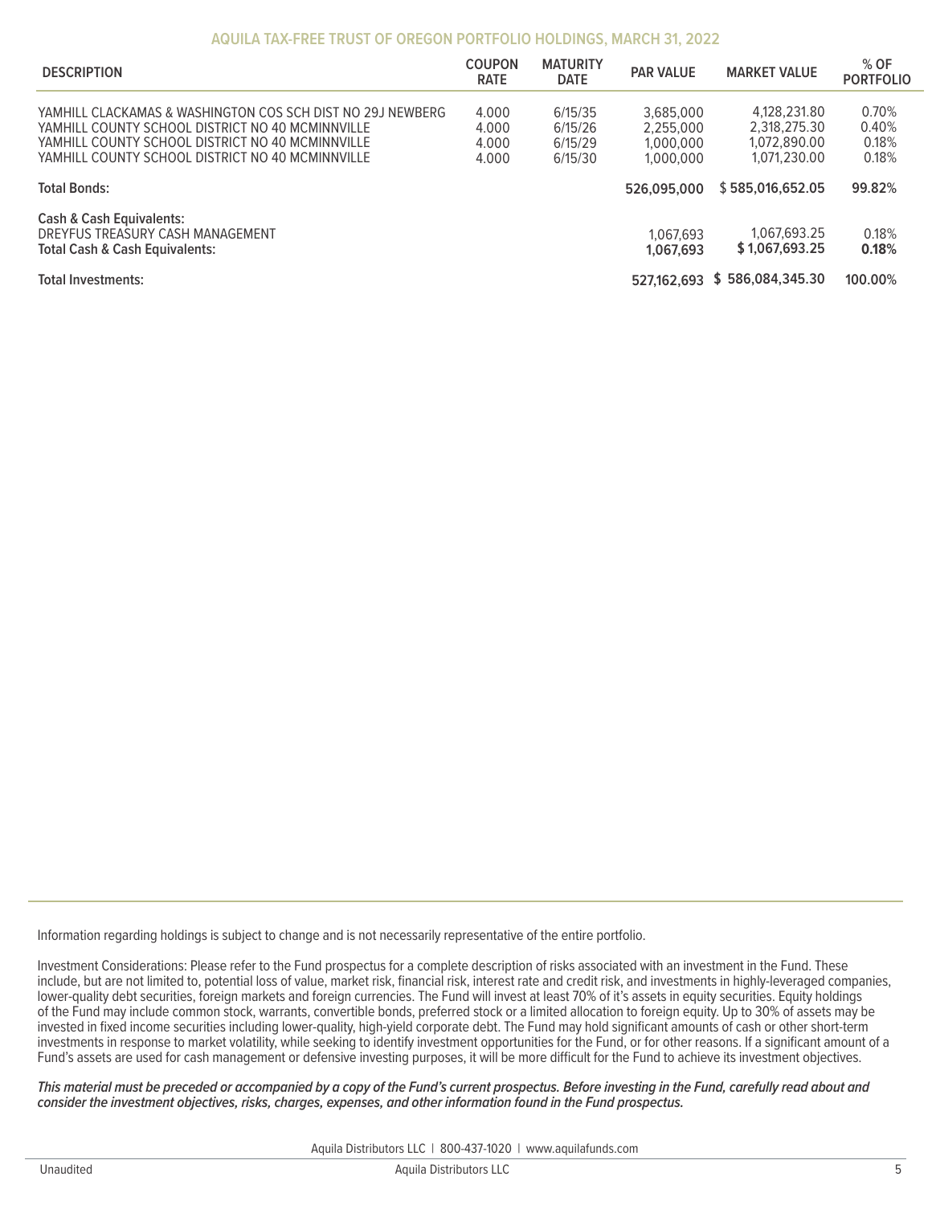## AQUILA TAX-FREE TRUST OF OREGON PORTFOLIO HOLDINGS, MARCH 31, 2022

| DESCRIPTION | COUPON RATE | MATURITY DATE | PAR VALUE | MARKET VALUE | % OF PORTFOLIO |
|---|---|---|---|---|---|
| YAMHILL CLACKAMAS & WASHINGTON COS SCH DIST NO 29J NEWBERG | 4.000 | 6/15/35 | 3,685,000 | 4,128,231.80 | 0.70% |
| YAMHILL COUNTY SCHOOL DISTRICT NO 40 MCMINNVILLE | 4.000 | 6/15/26 | 2,255,000 | 2,318,275.30 | 0.40% |
| YAMHILL COUNTY SCHOOL DISTRICT NO 40 MCMINNVILLE | 4.000 | 6/15/29 | 1,000,000 | 1,072,890.00 | 0.18% |
| YAMHILL COUNTY SCHOOL DISTRICT NO 40 MCMINNVILLE | 4.000 | 6/15/30 | 1,000,000 | 1,071,230.00 | 0.18% |
| **Total Bonds:** | | | **526,095,000** | **$ 585,016,652.05** | **99.82%** |
| **Cash & Cash Equivalents:** | | | | | |
| DREYFUS TREASURY CASH MANAGEMENT | | | 1,067,693 | 1,067,693.25 | 0.18% |
| **Total Cash & Cash Equivalents:** | | | **1,067,693** | **$ 1,067,693.25** | **0.18%** |
| **Total Investments:** | | | **527,162,693** | **$ 586,084,345.30** | **100.00%** |

Information regarding holdings is subject to change and is not necessarily representative of the entire portfolio.

Investment Considerations: Please refer to the Fund prospectus for a complete description of risks associated with an investment in the Fund. These include, but are not limited to, potential loss of value, market risk, financial risk, interest rate and credit risk, and investments in highly-leveraged companies, lower-quality debt securities, foreign markets and foreign currencies. The Fund will invest at least 70% of it's assets in equity securities. Equity holdings of the Fund may include common stock, warrants, convertible bonds, preferred stock or a limited allocation to foreign equity. Up to 30% of assets may be invested in fixed income securities including lower-quality, high-yield corporate debt. The Fund may hold significant amounts of cash or other short-term investments in response to market volatility, while seeking to identify investment opportunities for the Fund, or for other reasons. If a significant amount of a Fund's assets are used for cash management or defensive investing purposes, it will be more difficult for the Fund to achieve its investment objectives.

***This material must be preceded or accompanied by a copy of the Fund's current prospectus. Before investing in the Fund, carefully read about and consider the investment objectives, risks, charges, expenses, and other information found in the Fund prospectus.***

Aquila Distributors LLC | 800-437-1020 | www.aquilafunds.com

Unaudited